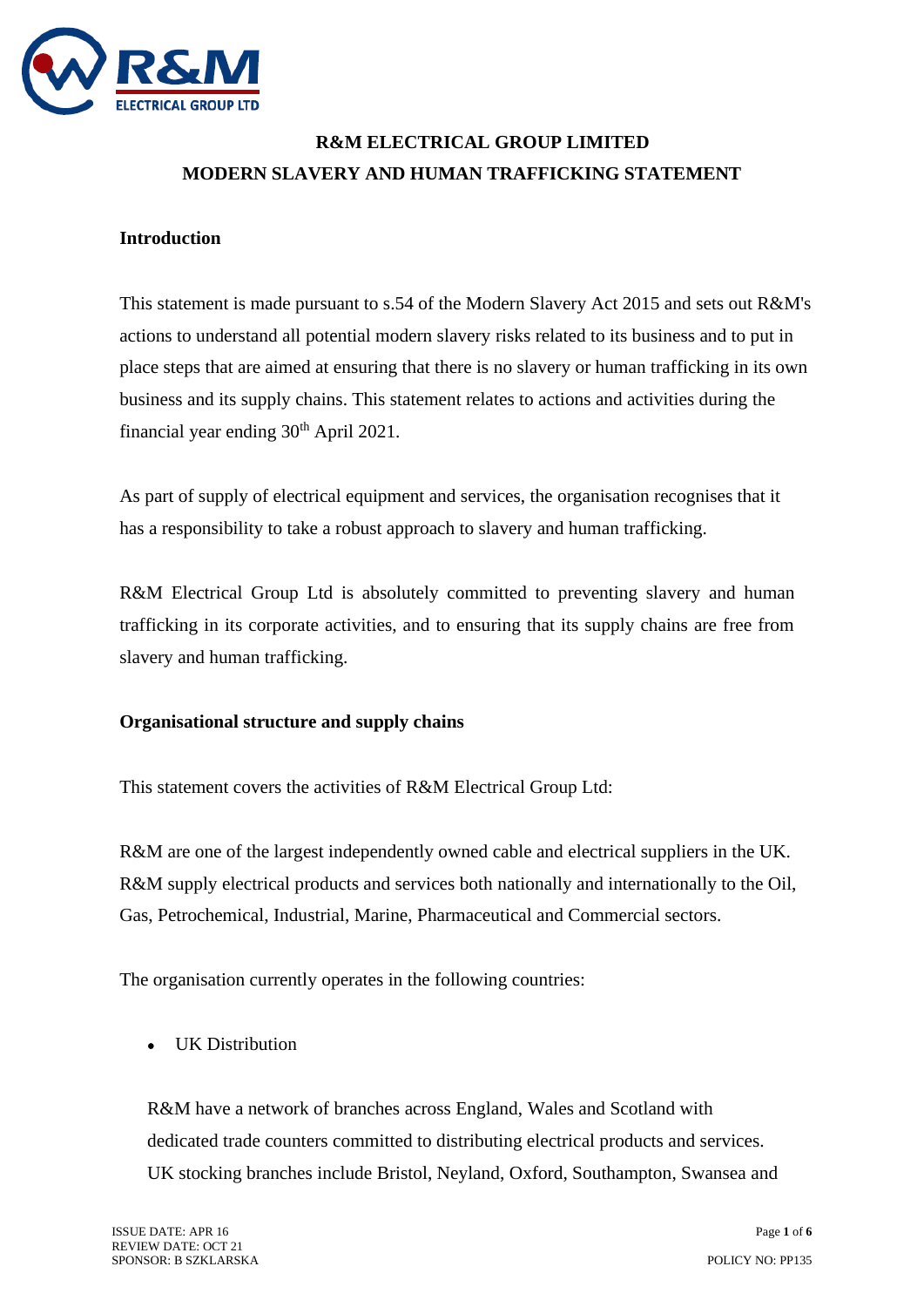# R&M ELECTRICAL GROUP LIMITED
# MODERN SLAVERY AND HUMAN TRAFFICKING STATEMENT

## Introduction

This statement is made pursuant to s.54 of the Modern Slavery Act 2015 and sets out R&M's actions to understand all potential modern slavery risks related to its business and to put in place steps that are aimed at ensuring that there is no slavery or human trafficking in its own business and its supply chains. This statement relates to actions and activities during the financial year ending 30th April 2021.

As part of supply of electrical equipment and services, the organisation recognises that it has a responsibility to take a robust approach to slavery and human trafficking.

R&M Electrical Group Ltd is absolutely committed to preventing slavery and human trafficking in its corporate activities, and to ensuring that its supply chains are free from slavery and human trafficking.

## Organisational structure and supply chains

This statement covers the activities of R&M Electrical Group Ltd:

R&M are one of the largest independently owned cable and electrical suppliers in the UK. R&M supply electrical products and services both nationally and internationally to the Oil, Gas, Petrochemical, Industrial, Marine, Pharmaceutical and Commercial sectors.

The organisation currently operates in the following countries:

- UK Distribution

  R&M have a network of branches across England, Wales and Scotland with dedicated trade counters committed to distributing electrical products and services. UK stocking branches include Bristol, Neyland, Oxford, Southampton, Swansea and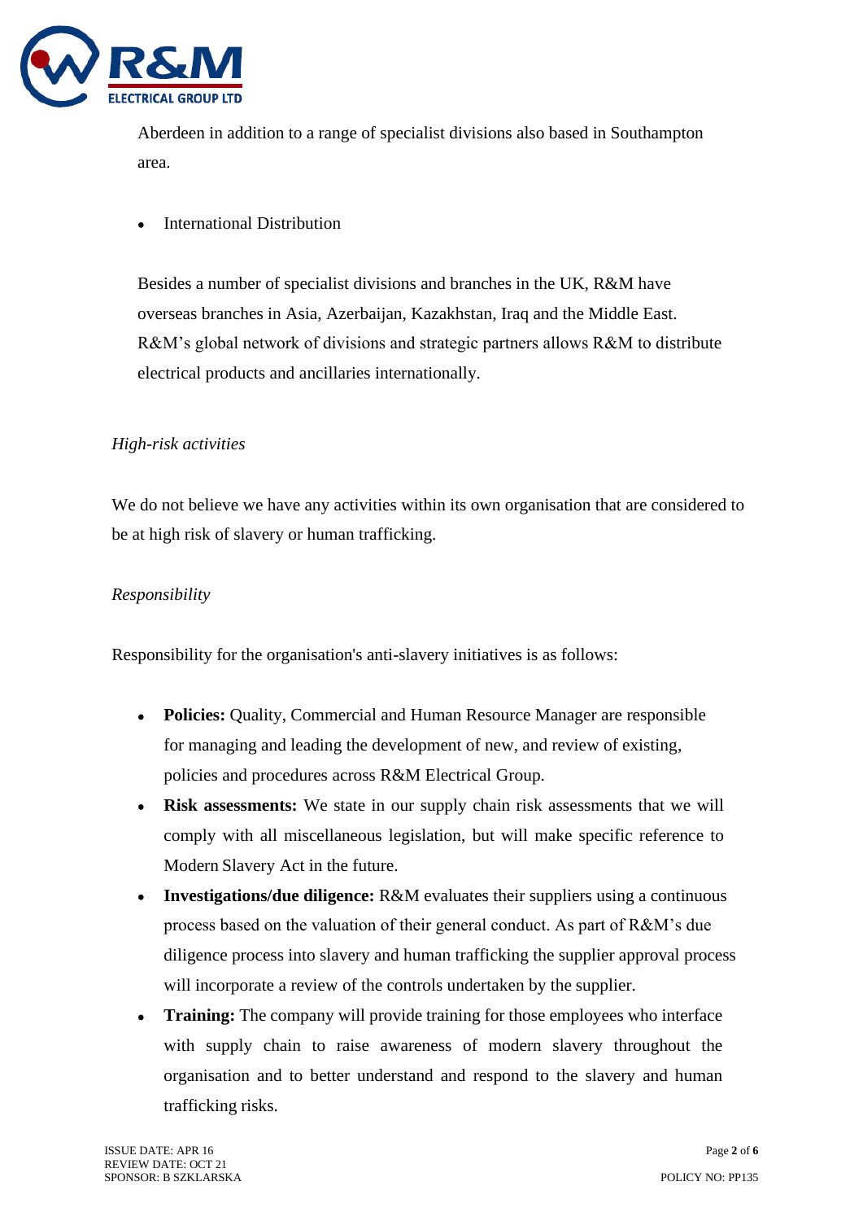Aberdeen in addition to a range of specialist divisions also based in Southampton area.

- International Distribution

Besides a number of specialist divisions and branches in the UK, R&M have overseas branches in Asia, Azerbaijan, Kazakhstan, Iraq and the Middle East. R&M's global network of divisions and strategic partners allows R&M to distribute electrical products and ancillaries internationally.

*High-risk activities*

We do not believe we have any activities within its own organisation that are considered to be at high risk of slavery or human trafficking.

*Responsibility*

Responsibility for the organisation's anti-slavery initiatives is as follows:

- **Policies:** Quality, Commercial and Human Resource Manager are responsible for managing and leading the development of new, and review of existing, policies and procedures across R&M Electrical Group.
- **Risk assessments:** We state in our supply chain risk assessments that we will comply with all miscellaneous legislation, but will make specific reference to Modern Slavery Act in the future.
- **Investigations/due diligence:** R&M evaluates their suppliers using a continuous process based on the valuation of their general conduct. As part of R&M's due diligence process into slavery and human trafficking the supplier approval process will incorporate a review of the controls undertaken by the supplier.
- **Training:** The company will provide training for those employees who interface with supply chain to raise awareness of modern slavery throughout the organisation and to better understand and respond to the slavery and human trafficking risks.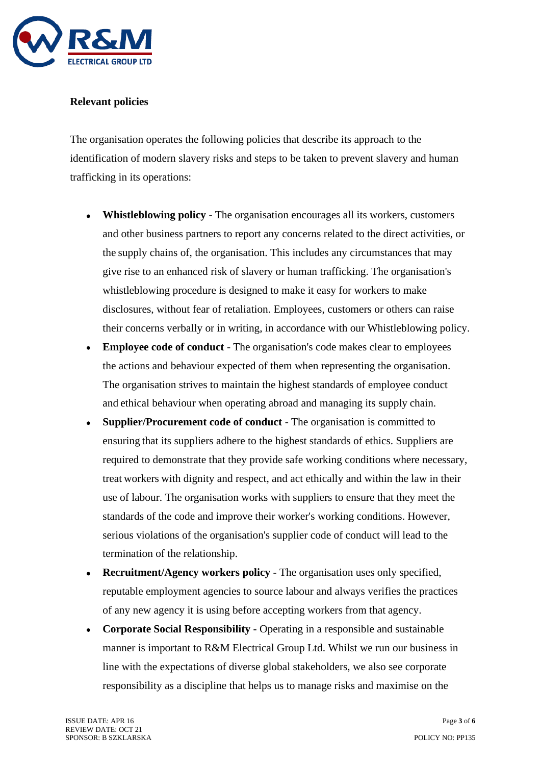**Relevant policies**

The organisation operates the following policies that describe its approach to the identification of modern slavery risks and steps to be taken to prevent slavery and human trafficking in its operations:

- **Whistleblowing policy** - The organisation encourages all its workers, customers and other business partners to report any concerns related to the direct activities, or the supply chains of, the organisation. This includes any circumstances that may give rise to an enhanced risk of slavery or human trafficking. The organisation's whistleblowing procedure is designed to make it easy for workers to make disclosures, without fear of retaliation. Employees, customers or others can raise their concerns verbally or in writing, in accordance with our Whistleblowing policy.
- **Employee code of conduct** - The organisation's code makes clear to employees the actions and behaviour expected of them when representing the organisation. The organisation strives to maintain the highest standards of employee conduct and ethical behaviour when operating abroad and managing its supply chain.
- **Supplier/Procurement code of conduct** - The organisation is committed to ensuring that its suppliers adhere to the highest standards of ethics. Suppliers are required to demonstrate that they provide safe working conditions where necessary, treat workers with dignity and respect, and act ethically and within the law in their use of labour. The organisation works with suppliers to ensure that they meet the standards of the code and improve their worker's working conditions. However, serious violations of the organisation's supplier code of conduct will lead to the termination of the relationship.
- **Recruitment/Agency workers policy** - The organisation uses only specified, reputable employment agencies to source labour and always verifies the practices of any new agency it is using before accepting workers from that agency.
- **Corporate Social Responsibility -** Operating in a responsible and sustainable manner is important to R&M Electrical Group Ltd. Whilst we run our business in line with the expectations of diverse global stakeholders, we also see corporate responsibility as a discipline that helps us to manage risks and maximise on the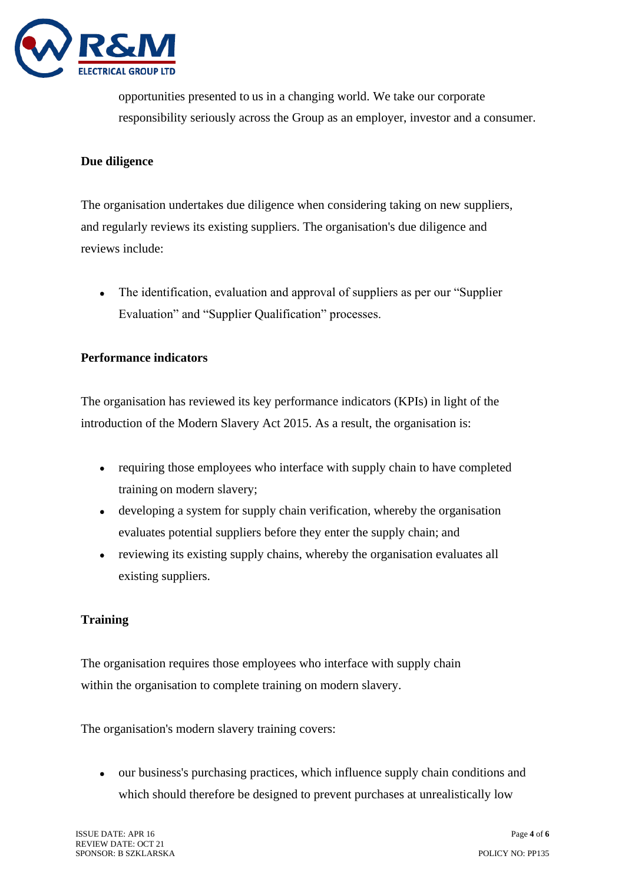opportunities presented to us in a changing world. We take our corporate responsibility seriously across the Group as an employer, investor and a consumer.

**Due diligence**

The organisation undertakes due diligence when considering taking on new suppliers, and regularly reviews its existing suppliers. The organisation's due diligence and reviews include:

- The identification, evaluation and approval of suppliers as per our "Supplier Evaluation" and "Supplier Qualification" processes.

**Performance indicators**

The organisation has reviewed its key performance indicators (KPIs) in light of the introduction of the Modern Slavery Act 2015. As a result, the organisation is:

- requiring those employees who interface with supply chain to have completed training on modern slavery;
- developing a system for supply chain verification, whereby the organisation evaluates potential suppliers before they enter the supply chain; and
- reviewing its existing supply chains, whereby the organisation evaluates all existing suppliers.

**Training**

The organisation requires those employees who interface with supply chain within the organisation to complete training on modern slavery.

The organisation's modern slavery training covers:

- our business's purchasing practices, which influence supply chain conditions and which should therefore be designed to prevent purchases at unrealistically low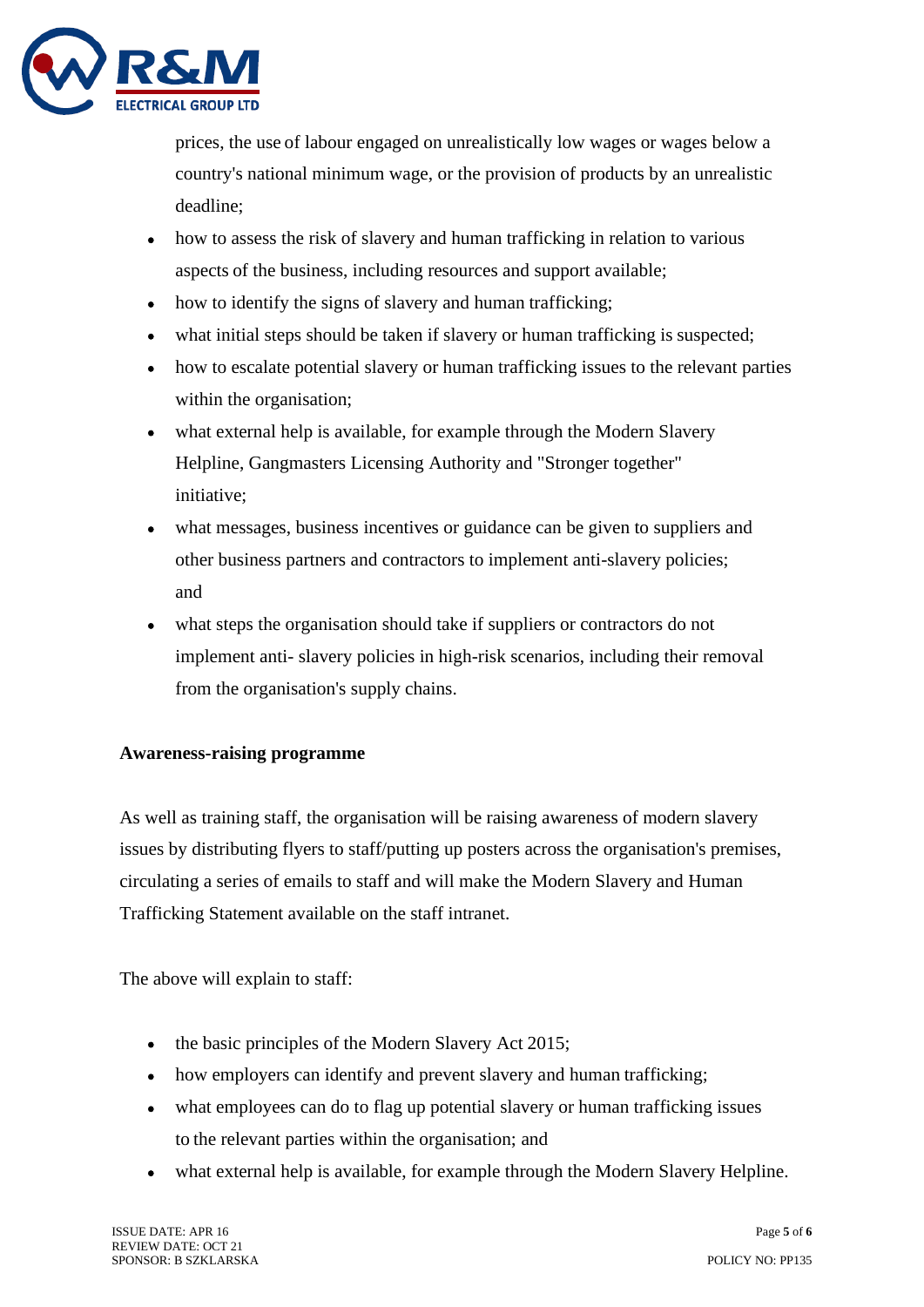prices, the use of labour engaged on unrealistically low wages or wages below a country's national minimum wage, or the provision of products by an unrealistic deadline;

- how to assess the risk of slavery and human trafficking in relation to various aspects of the business, including resources and support available;
- how to identify the signs of slavery and human trafficking;
- what initial steps should be taken if slavery or human trafficking is suspected;
- how to escalate potential slavery or human trafficking issues to the relevant parties within the organisation;
- what external help is available, for example through the Modern Slavery Helpline, Gangmasters Licensing Authority and "Stronger together" initiative;
- what messages, business incentives or guidance can be given to suppliers and other business partners and contractors to implement anti-slavery policies; and
- what steps the organisation should take if suppliers or contractors do not implement anti- slavery policies in high-risk scenarios, including their removal from the organisation's supply chains.

**Awareness-raising programme**

As well as training staff, the organisation will be raising awareness of modern slavery issues by distributing flyers to staff/putting up posters across the organisation's premises, circulating a series of emails to staff and will make the Modern Slavery and Human Trafficking Statement available on the staff intranet.

The above will explain to staff:

- the basic principles of the Modern Slavery Act 2015;
- how employers can identify and prevent slavery and human trafficking;
- what employees can do to flag up potential slavery or human trafficking issues to the relevant parties within the organisation; and
- what external help is available, for example through the Modern Slavery Helpline.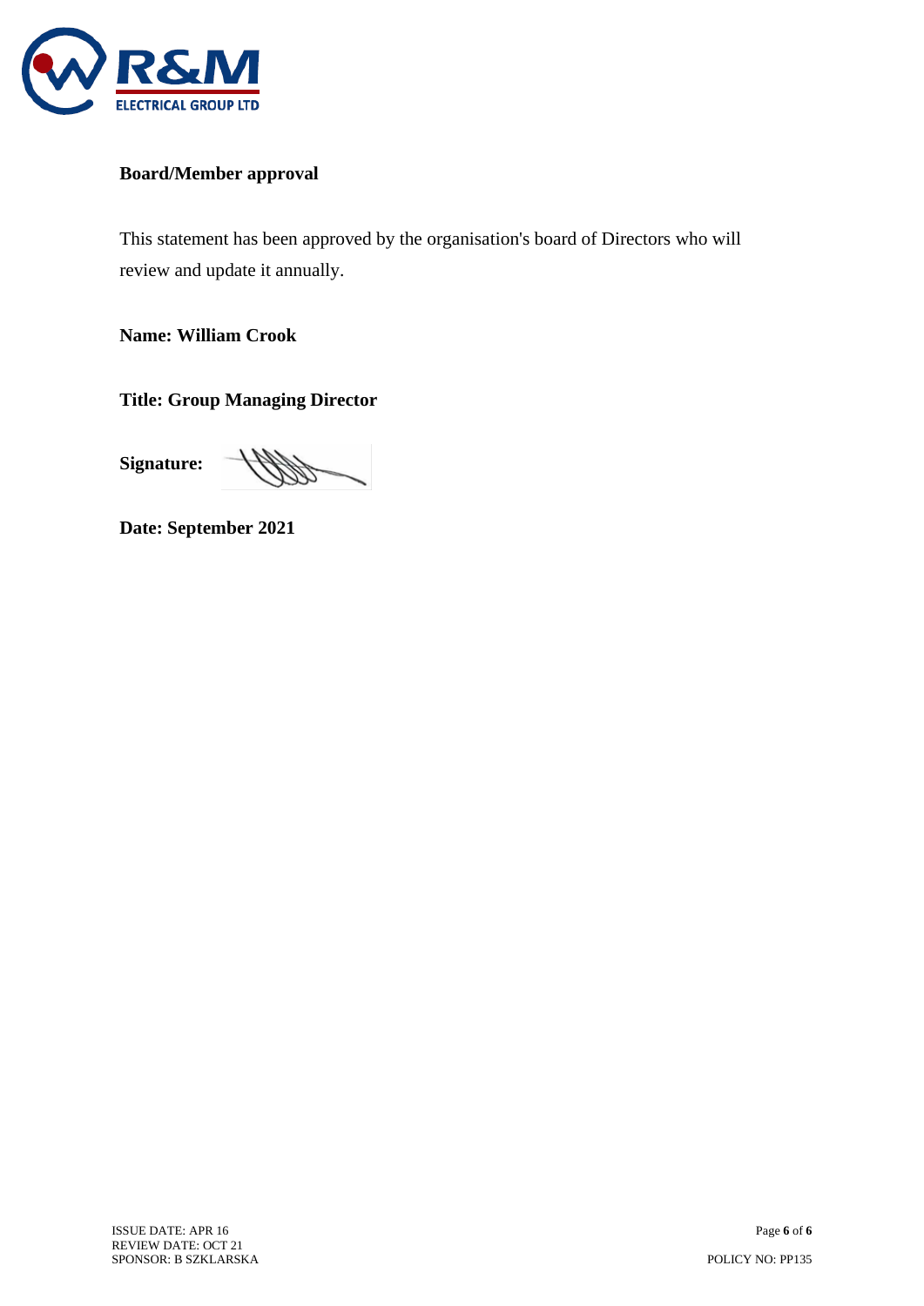**Board/Member approval**

This statement has been approved by the organisation's board of Directors who will review and update it annually.

**Name: William Crook**

**Title: Group Managing Director**

**Signature:**

**Date: September 2021**

ISSUE DATE: APR 16
REVIEW DATE: OCT 21
SPONSOR: B SZKLARSKA

POLICY NO: PP135